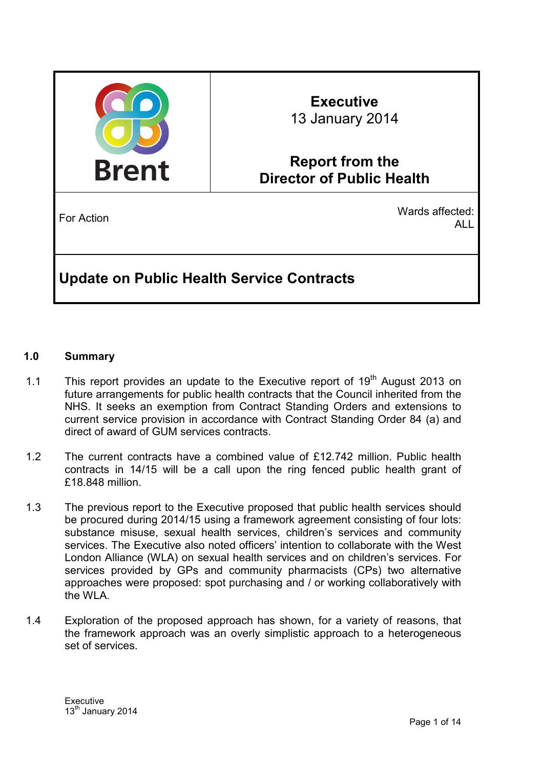| Brent | **Executive** 13 January 2014 **Report from the Director of Public Health** |
| --- | --- |
| For Action | Wards affected: ALL |

## Update on Public Health Service Contracts

### 1.0 Summary

1.1 This report provides an update to the Executive report of 19th August 2013 on future arrangements for public health contracts that the Council inherited from the NHS. It seeks an exemption from Contract Standing Orders and extensions to current service provision in accordance with Contract Standing Order 84 (a) and direct of award of GUM services contracts.

1.2 The current contracts have a combined value of £12.742 million. Public health contracts in 14/15 will be a call upon the ring fenced public health grant of £18.848 million.

1.3 The previous report to the Executive proposed that public health services should be procured during 2014/15 using a framework agreement consisting of four lots: substance misuse, sexual health services, children's services and community services. The Executive also noted officers' intention to collaborate with the West London Alliance (WLA) on sexual health services and on children's services. For services provided by GPs and community pharmacists (CPs) two alternative approaches were proposed: spot purchasing and / or working collaboratively with the WLA.

1.4 Exploration of the proposed approach has shown, for a variety of reasons, that the framework approach was an overly simplistic approach to a heterogeneous set of services.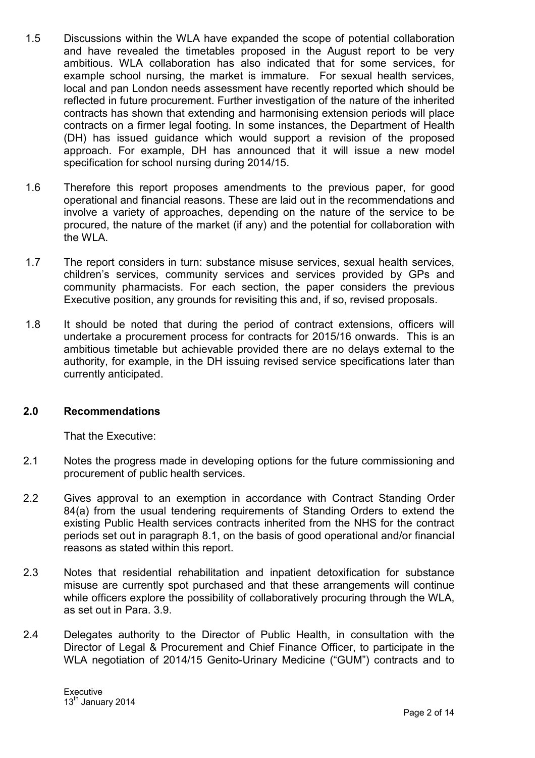1.5 Discussions within the WLA have expanded the scope of potential collaboration and have revealed the timetables proposed in the August report to be very ambitious. WLA collaboration has also indicated that for some services, for example school nursing, the market is immature. For sexual health services, local and pan London needs assessment have recently reported which should be reflected in future procurement. Further investigation of the nature of the inherited contracts has shown that extending and harmonising extension periods will place contracts on a firmer legal footing. In some instances, the Department of Health (DH) has issued guidance which would support a revision of the proposed approach. For example, DH has announced that it will issue a new model specification for school nursing during 2014/15.

1.6 Therefore this report proposes amendments to the previous paper, for good operational and financial reasons. These are laid out in the recommendations and involve a variety of approaches, depending on the nature of the service to be procured, the nature of the market (if any) and the potential for collaboration with the WLA.

1.7 The report considers in turn: substance misuse services, sexual health services, children's services, community services and services provided by GPs and community pharmacists. For each section, the paper considers the previous Executive position, any grounds for revisiting this and, if so, revised proposals.

1.8 It should be noted that during the period of contract extensions, officers will undertake a procurement process for contracts for 2015/16 onwards. This is an ambitious timetable but achievable provided there are no delays external to the authority, for example, in the DH issuing revised service specifications later than currently anticipated.

## 2.0 Recommendations

That the Executive:

2.1 Notes the progress made in developing options for the future commissioning and procurement of public health services.

2.2 Gives approval to an exemption in accordance with Contract Standing Order 84(a) from the usual tendering requirements of Standing Orders to extend the existing Public Health services contracts inherited from the NHS for the contract periods set out in paragraph 8.1, on the basis of good operational and/or financial reasons as stated within this report.

2.3 Notes that residential rehabilitation and inpatient detoxification for substance misuse are currently spot purchased and that these arrangements will continue while officers explore the possibility of collaboratively procuring through the WLA, as set out in Para. 3.9.

2.4 Delegates authority to the Director of Public Health, in consultation with the Director of Legal & Procurement and Chief Finance Officer, to participate in the WLA negotiation of 2014/15 Genito-Urinary Medicine ("GUM") contracts and to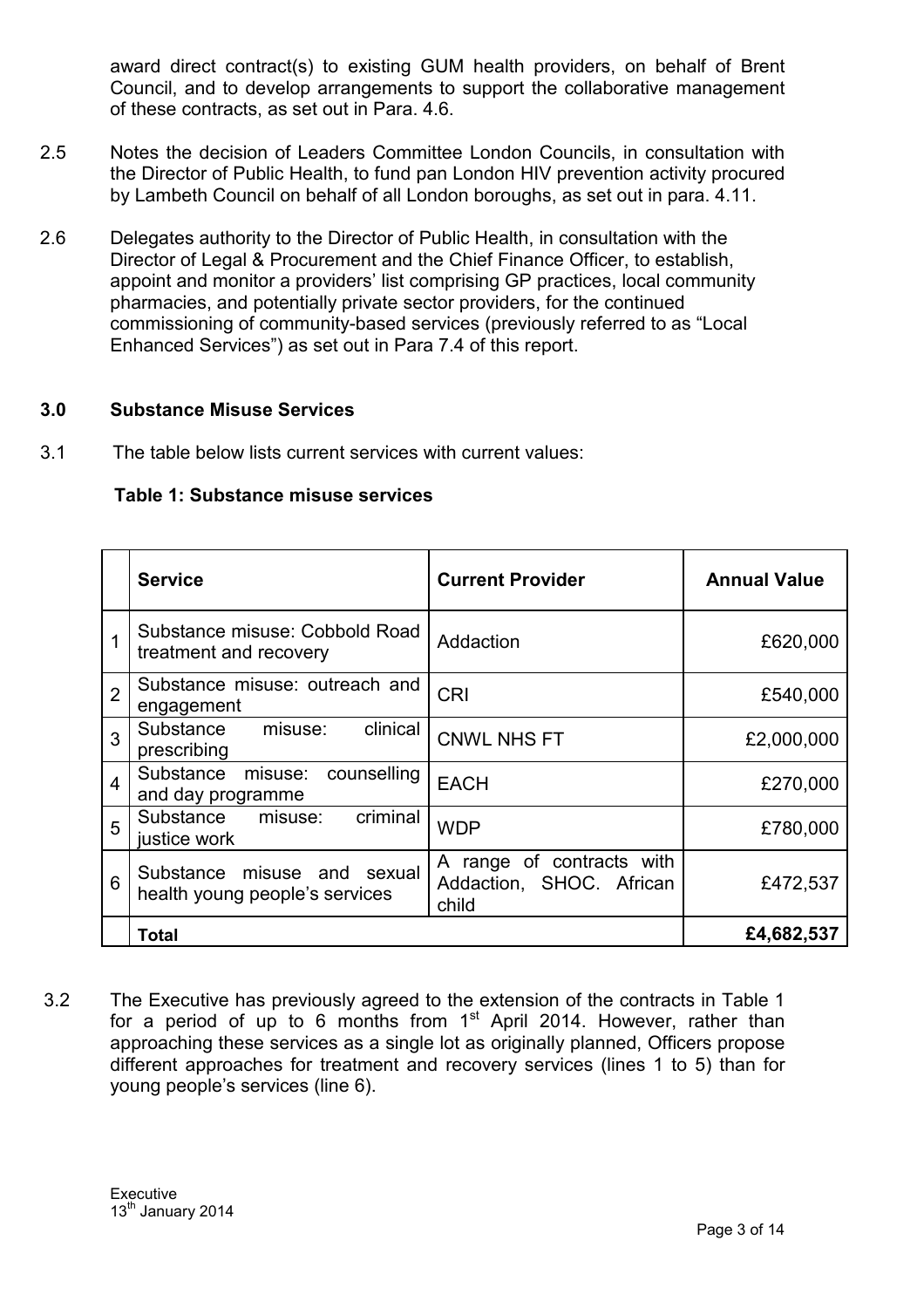award direct contract(s) to existing GUM health providers, on behalf of Brent Council, and to develop arrangements to support the collaborative management of these contracts, as set out in Para. 4.6.

2.5 Notes the decision of Leaders Committee London Councils, in consultation with the Director of Public Health, to fund pan London HIV prevention activity procured by Lambeth Council on behalf of all London boroughs, as set out in para. 4.11.

2.6 Delegates authority to the Director of Public Health, in consultation with the Director of Legal & Procurement and the Chief Finance Officer, to establish, appoint and monitor a providers' list comprising GP practices, local community pharmacies, and potentially private sector providers, for the continued commissioning of community-based services (previously referred to as "Local Enhanced Services") as set out in Para 7.4 of this report.

## 3.0 Substance Misuse Services

3.1 The table below lists current services with current values:

**Table 1: Substance misuse services**

| | Service | Current Provider | Annual Value |
|---|---|---|---|
| 1 | Substance misuse: Cobbold Road treatment and recovery | Addaction | £620,000 |
| 2 | Substance misuse: outreach and engagement | CRI | £540,000 |
| 3 | Substance misuse: clinical prescribing | CNWL NHS FT | £2,000,000 |
| 4 | Substance misuse: counselling and day programme | EACH | £270,000 |
| 5 | Substance misuse: criminal justice work | WDP | £780,000 |
| 6 | Substance misuse and sexual health young people's services | A range of contracts with Addaction, SHOC. African child | £472,537 |
| | **Total** | | **£4,682,537** |

3.2 The Executive has previously agreed to the extension of the contracts in Table 1 for a period of up to 6 months from 1st April 2014. However, rather than approaching these services as a single lot as originally planned, Officers propose different approaches for treatment and recovery services (lines 1 to 5) than for young people's services (line 6).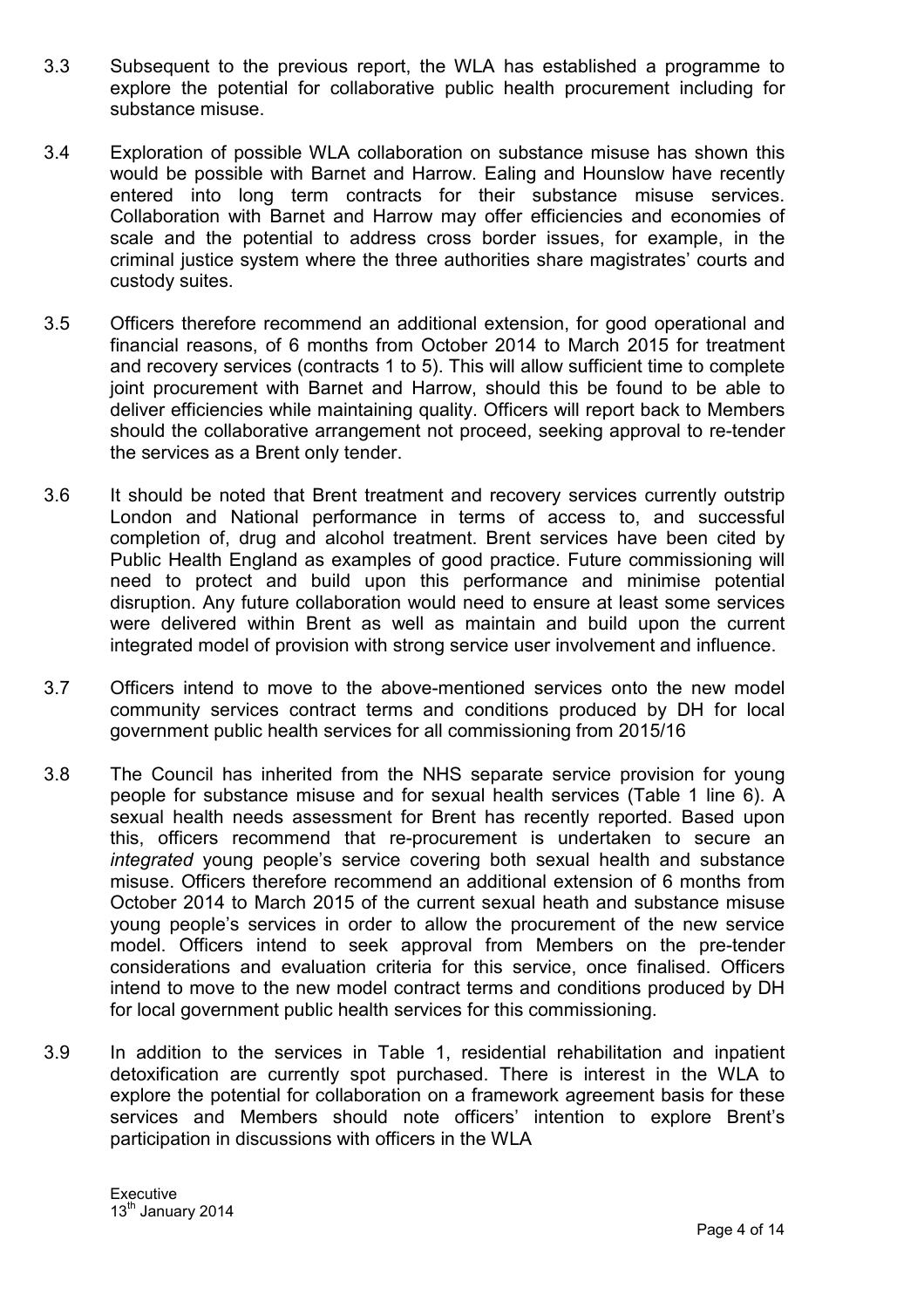3.3 Subsequent to the previous report, the WLA has established a programme to explore the potential for collaborative public health procurement including for substance misuse.

3.4 Exploration of possible WLA collaboration on substance misuse has shown this would be possible with Barnet and Harrow. Ealing and Hounslow have recently entered into long term contracts for their substance misuse services. Collaboration with Barnet and Harrow may offer efficiencies and economies of scale and the potential to address cross border issues, for example, in the criminal justice system where the three authorities share magistrates' courts and custody suites.

3.5 Officers therefore recommend an additional extension, for good operational and financial reasons, of 6 months from October 2014 to March 2015 for treatment and recovery services (contracts 1 to 5). This will allow sufficient time to complete joint procurement with Barnet and Harrow, should this be found to be able to deliver efficiencies while maintaining quality. Officers will report back to Members should the collaborative arrangement not proceed, seeking approval to re-tender the services as a Brent only tender.

3.6 It should be noted that Brent treatment and recovery services currently outstrip London and National performance in terms of access to, and successful completion of, drug and alcohol treatment. Brent services have been cited by Public Health England as examples of good practice. Future commissioning will need to protect and build upon this performance and minimise potential disruption. Any future collaboration would need to ensure at least some services were delivered within Brent as well as maintain and build upon the current integrated model of provision with strong service user involvement and influence.

3.7 Officers intend to move to the above-mentioned services onto the new model community services contract terms and conditions produced by DH for local government public health services for all commissioning from 2015/16

3.8 The Council has inherited from the NHS separate service provision for young people for substance misuse and for sexual health services (Table 1 line 6). A sexual health needs assessment for Brent has recently reported. Based upon this, officers recommend that re-procurement is undertaken to secure an *integrated* young people's service covering both sexual health and substance misuse. Officers therefore recommend an additional extension of 6 months from October 2014 to March 2015 of the current sexual heath and substance misuse young people's services in order to allow the procurement of the new service model. Officers intend to seek approval from Members on the pre-tender considerations and evaluation criteria for this service, once finalised. Officers intend to move to the new model contract terms and conditions produced by DH for local government public health services for this commissioning.

3.9 In addition to the services in Table 1, residential rehabilitation and inpatient detoxification are currently spot purchased. There is interest in the WLA to explore the potential for collaboration on a framework agreement basis for these services and Members should note officers' intention to explore Brent's participation in discussions with officers in the WLA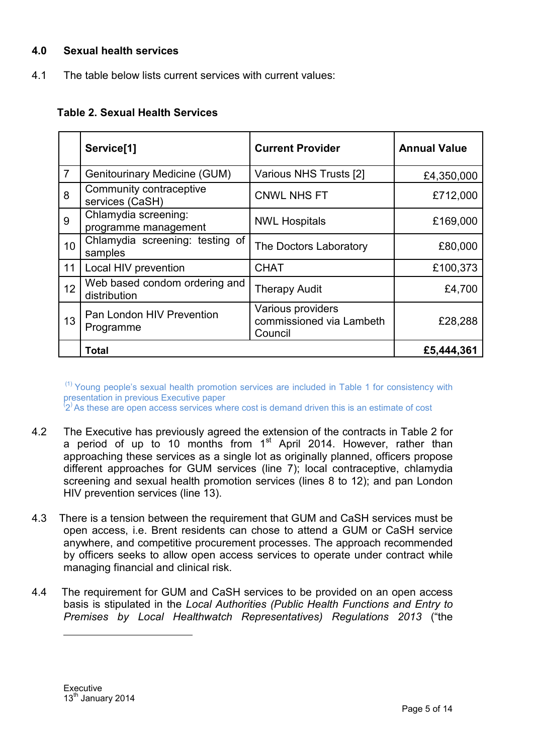## 4.0 Sexual health services

4.1 The table below lists current services with current values:

**Table 2. Sexual Health Services**

| | **Service[1]** | **Current Provider** | **Annual Value** |
|---|---|---|---|
| 7 | Genitourinary Medicine (GUM) | Various NHS Trusts [2] | £4,350,000 |
| 8 | Community contraceptive services (CaSH) | CNWL NHS FT | £712,000 |
| 9 | Chlamydia screening: programme management | NWL Hospitals | £169,000 |
| 10 | Chlamydia screening: testing of samples | The Doctors Laboratory | £80,000 |
| 11 | Local HIV prevention | CHAT | £100,373 |
| 12 | Web based condom ordering and distribution | Therapy Audit | £4,700 |
| 13 | Pan London HIV Prevention Programme | Various providers commissioned via Lambeth Council | £28,288 |
| | **Total** | | **£5,444,361** |

(1) Young people's sexual health promotion services are included in Table 1 for consistency with presentation in previous Executive paper
(2) As these are open access services where cost is demand driven this is an estimate of cost

4.2 The Executive has previously agreed the extension of the contracts in Table 2 for a period of up to 10 months from 1st April 2014. However, rather than approaching these services as a single lot as originally planned, officers propose different approaches for GUM services (line 7); local contraceptive, chlamydia screening and sexual health promotion services (lines 8 to 12); and pan London HIV prevention services (line 13).

4.3 There is a tension between the requirement that GUM and CaSH services must be open access, i.e. Brent residents can chose to attend a GUM or CaSH service anywhere, and competitive procurement processes. The approach recommended by officers seeks to allow open access services to operate under contract while managing financial and clinical risk.

4.4 The requirement for GUM and CaSH services to be provided on an open access basis is stipulated in the *Local Authorities (Public Health Functions and Entry to Premises by Local Healthwatch Representatives) Regulations 2013* ("the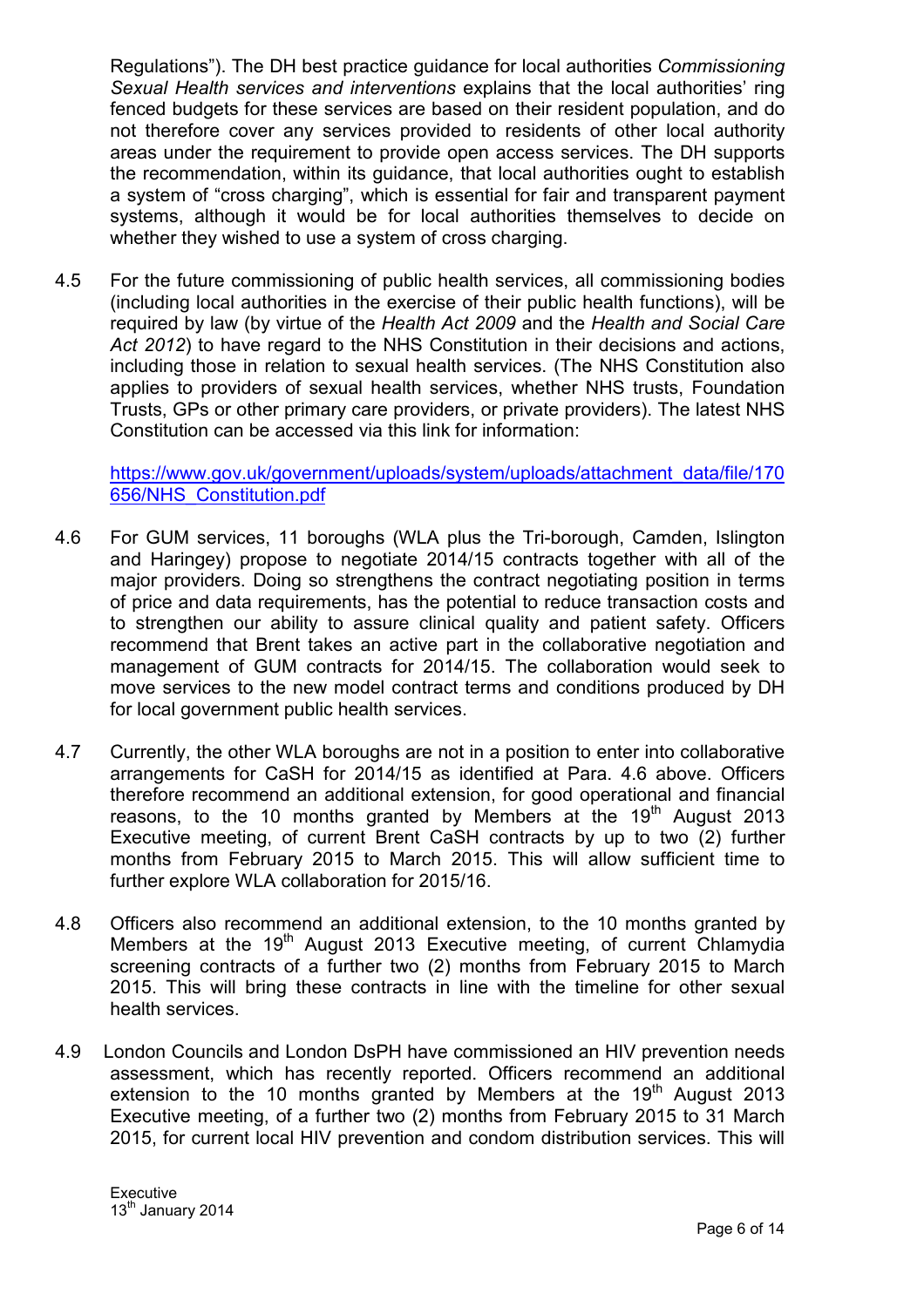Regulations"). The DH best practice guidance for local authorities *Commissioning Sexual Health services and interventions* explains that the local authorities' ring fenced budgets for these services are based on their resident population, and do not therefore cover any services provided to residents of other local authority areas under the requirement to provide open access services. The DH supports the recommendation, within its guidance, that local authorities ought to establish a system of "cross charging", which is essential for fair and transparent payment systems, although it would be for local authorities themselves to decide on whether they wished to use a system of cross charging.

4.5 For the future commissioning of public health services, all commissioning bodies (including local authorities in the exercise of their public health functions), will be required by law (by virtue of the *Health Act 2009* and the *Health and Social Care Act 2012*) to have regard to the NHS Constitution in their decisions and actions, including those in relation to sexual health services. (The NHS Constitution also applies to providers of sexual health services, whether NHS trusts, Foundation Trusts, GPs or other primary care providers, or private providers). The latest NHS Constitution can be accessed via this link for information:

https://www.gov.uk/government/uploads/system/uploads/attachment_data/file/170656/NHS_Constitution.pdf

4.6 For GUM services, 11 boroughs (WLA plus the Tri-borough, Camden, Islington and Haringey) propose to negotiate 2014/15 contracts together with all of the major providers. Doing so strengthens the contract negotiating position in terms of price and data requirements, has the potential to reduce transaction costs and to strengthen our ability to assure clinical quality and patient safety. Officers recommend that Brent takes an active part in the collaborative negotiation and management of GUM contracts for 2014/15. The collaboration would seek to move services to the new model contract terms and conditions produced by DH for local government public health services.

4.7 Currently, the other WLA boroughs are not in a position to enter into collaborative arrangements for CaSH for 2014/15 as identified at Para. 4.6 above. Officers therefore recommend an additional extension, for good operational and financial reasons, to the 10 months granted by Members at the 19th August 2013 Executive meeting, of current Brent CaSH contracts by up to two (2) further months from February 2015 to March 2015. This will allow sufficient time to further explore WLA collaboration for 2015/16.

4.8 Officers also recommend an additional extension, to the 10 months granted by Members at the 19th August 2013 Executive meeting, of current Chlamydia screening contracts of a further two (2) months from February 2015 to March 2015. This will bring these contracts in line with the timeline for other sexual health services.

4.9 London Councils and London DsPH have commissioned an HIV prevention needs assessment, which has recently reported. Officers recommend an additional extension to the 10 months granted by Members at the 19th August 2013 Executive meeting, of a further two (2) months from February 2015 to 31 March 2015, for current local HIV prevention and condom distribution services. This will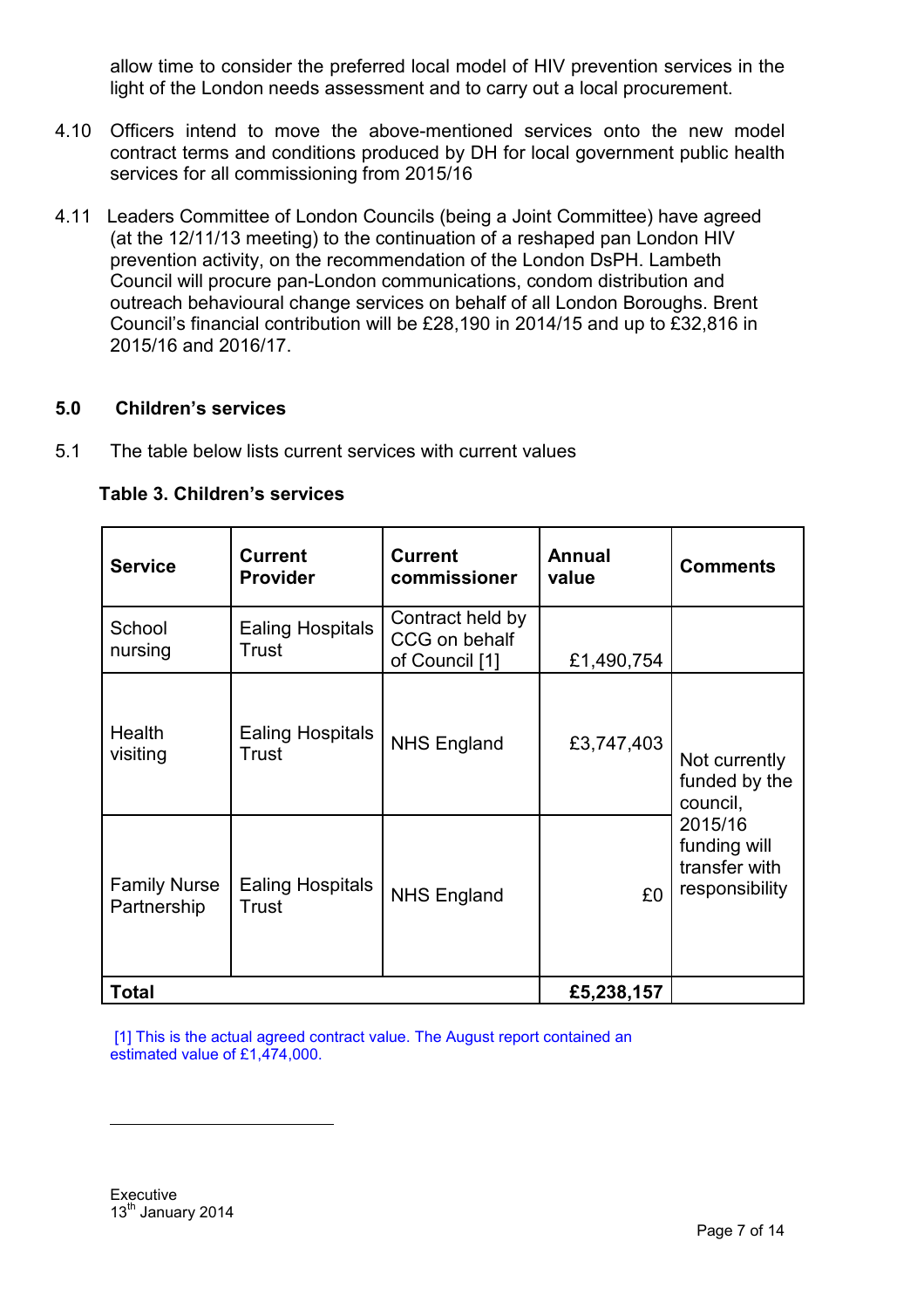allow time to consider the preferred local model of HIV prevention services in the light of the London needs assessment and to carry out a local procurement.

4.10 Officers intend to move the above-mentioned services onto the new model contract terms and conditions produced by DH for local government public health services for all commissioning from 2015/16

4.11 Leaders Committee of London Councils (being a Joint Committee) have agreed (at the 12/11/13 meeting) to the continuation of a reshaped pan London HIV prevention activity, on the recommendation of the London DsPH. Lambeth Council will procure pan-London communications, condom distribution and outreach behavioural change services on behalf of all London Boroughs. Brent Council's financial contribution will be £28,190 in 2014/15 and up to £32,816 in 2015/16 and 2016/17.

## 5.0 Children's services

5.1 The table below lists current services with current values

**Table 3. Children's services**

| Service | Current Provider | Current commissioner | Annual value | Comments |
|---|---|---|---|---|
| School nursing | Ealing Hospitals Trust | Contract held by CCG on behalf of Council [1] | £1,490,754 | |
| Health visiting | Ealing Hospitals Trust | NHS England | £3,747,403 | Not currently funded by the council, 2015/16 funding will transfer with responsibility |
| Family Nurse Partnership | Ealing Hospitals Trust | NHS England | £0 | |
| **Total** | | | **£5,238,157** | |

[1] This is the actual agreed contract value. The August report contained an estimated value of £1,474,000.

Executive
13th January 2014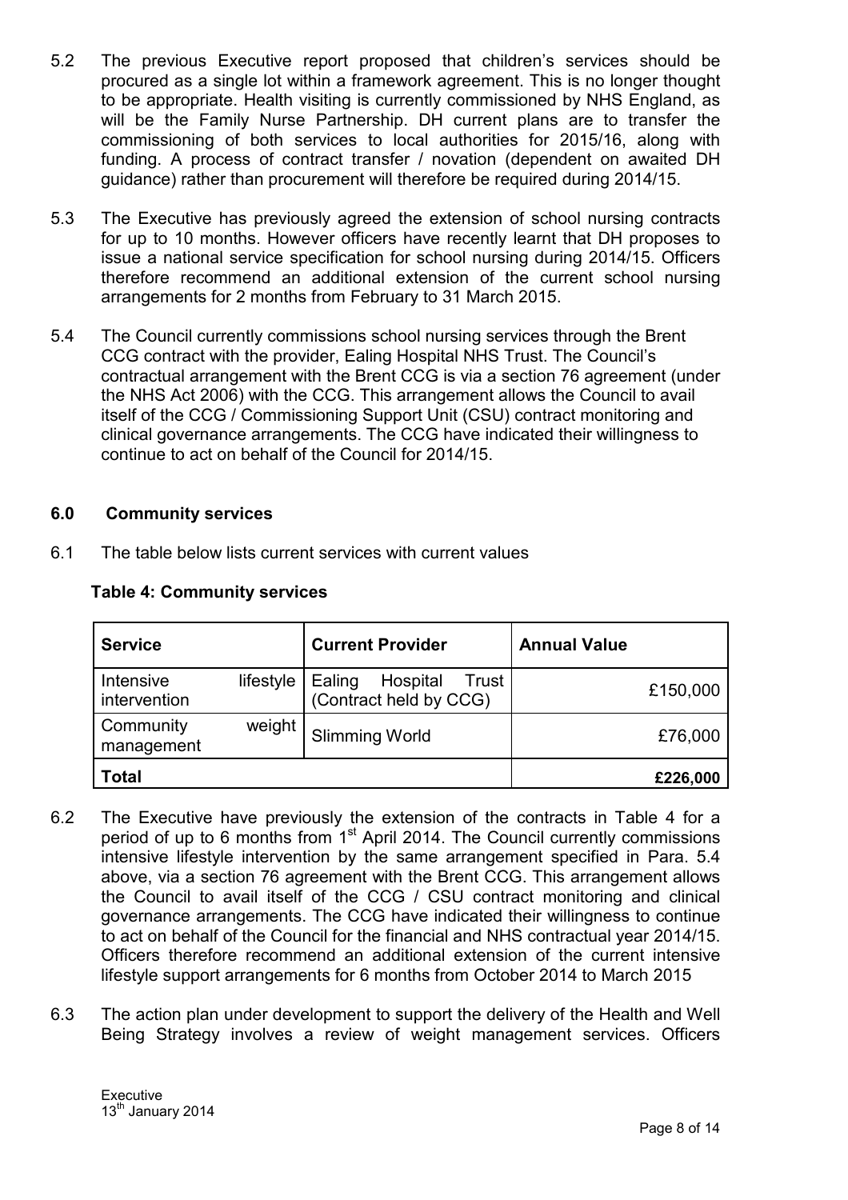5.2 The previous Executive report proposed that children's services should be procured as a single lot within a framework agreement. This is no longer thought to be appropriate. Health visiting is currently commissioned by NHS England, as will be the Family Nurse Partnership. DH current plans are to transfer the commissioning of both services to local authorities for 2015/16, along with funding. A process of contract transfer / novation (dependent on awaited DH guidance) rather than procurement will therefore be required during 2014/15.

5.3 The Executive has previously agreed the extension of school nursing contracts for up to 10 months. However officers have recently learnt that DH proposes to issue a national service specification for school nursing during 2014/15. Officers therefore recommend an additional extension of the current school nursing arrangements for 2 months from February to 31 March 2015.

5.4 The Council currently commissions school nursing services through the Brent CCG contract with the provider, Ealing Hospital NHS Trust. The Council's contractual arrangement with the Brent CCG is via a section 76 agreement (under the NHS Act 2006) with the CCG. This arrangement allows the Council to avail itself of the CCG / Commissioning Support Unit (CSU) contract monitoring and clinical governance arrangements. The CCG have indicated their willingness to continue to act on behalf of the Council for 2014/15.

## 6.0 Community services

6.1 The table below lists current services with current values

**Table 4: Community services**

| Service | Current Provider | Annual Value |
|---|---|---|
| Intensive lifestyle intervention | Ealing Hospital Trust (Contract held by CCG) | £150,000 |
| Community weight management | Slimming World | £76,000 |
| **Total** | | **£226,000** |

6.2 The Executive have previously the extension of the contracts in Table 4 for a period of up to 6 months from 1st April 2014. The Council currently commissions intensive lifestyle intervention by the same arrangement specified in Para. 5.4 above, via a section 76 agreement with the Brent CCG. This arrangement allows the Council to avail itself of the CCG / CSU contract monitoring and clinical governance arrangements. The CCG have indicated their willingness to continue to act on behalf of the Council for the financial and NHS contractual year 2014/15. Officers therefore recommend an additional extension of the current intensive lifestyle support arrangements for 6 months from October 2014 to March 2015

6.3 The action plan under development to support the delivery of the Health and Well Being Strategy involves a review of weight management services. Officers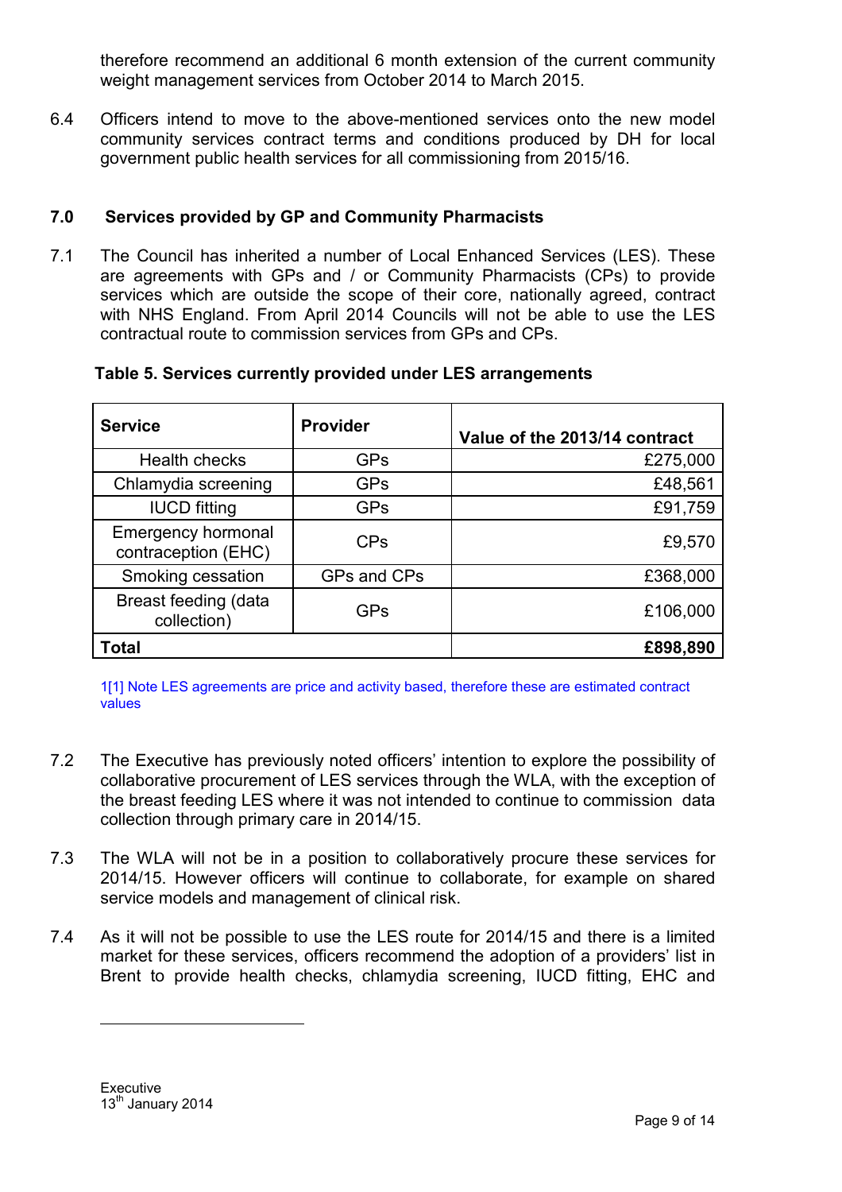therefore recommend an additional 6 month extension of the current community weight management services from October 2014 to March 2015.

6.4 Officers intend to move to the above-mentioned services onto the new model community services contract terms and conditions produced by DH for local government public health services for all commissioning from 2015/16.

## 7.0 Services provided by GP and Community Pharmacists

7.1 The Council has inherited a number of Local Enhanced Services (LES). These are agreements with GPs and / or Community Pharmacists (CPs) to provide services which are outside the scope of their core, nationally agreed, contract with NHS England. From April 2014 Councils will not be able to use the LES contractual route to commission services from GPs and CPs.

**Table 5. Services currently provided under LES arrangements**

| Service | Provider | Value of the 2013/14 contract |
|---|---|---|
| Health checks | GPs | £275,000 |
| Chlamydia screening | GPs | £48,561 |
| IUCD fitting | GPs | £91,759 |
| Emergency hormonal contraception (EHC) | CPs | £9,570 |
| Smoking cessation | GPs and CPs | £368,000 |
| Breast feeding (data collection) | GPs | £106,000 |
| **Total** | | **£898,890** |

1[1] Note LES agreements are price and activity based, therefore these are estimated contract values

7.2 The Executive has previously noted officers' intention to explore the possibility of collaborative procurement of LES services through the WLA, with the exception of the breast feeding LES where it was not intended to continue to commission data collection through primary care in 2014/15.

7.3 The WLA will not be in a position to collaboratively procure these services for 2014/15. However officers will continue to collaborate, for example on shared service models and management of clinical risk.

7.4 As it will not be possible to use the LES route for 2014/15 and there is a limited market for these services, officers recommend the adoption of a providers' list in Brent to provide health checks, chlamydia screening, IUCD fitting, EHC and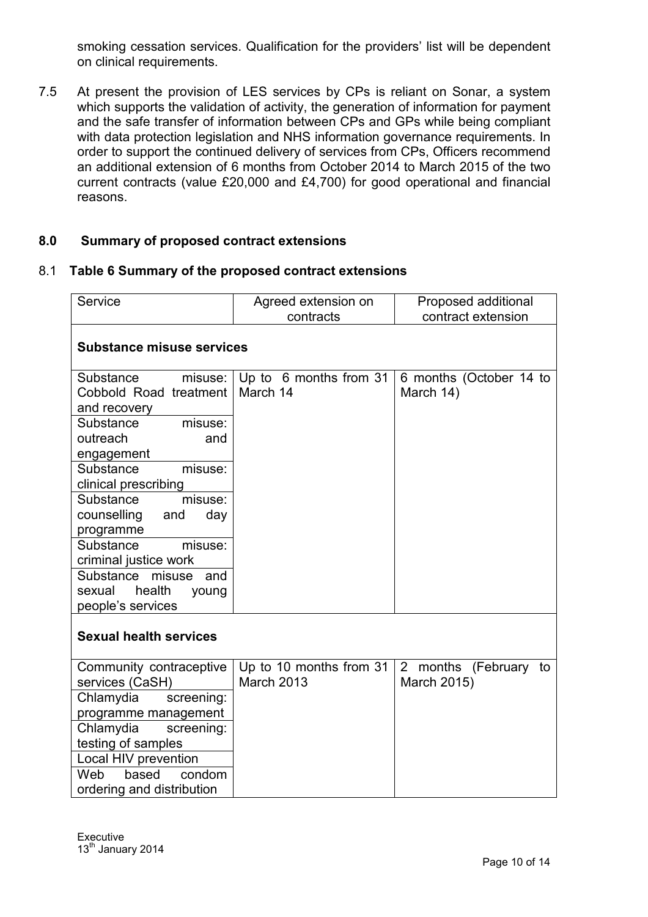smoking cessation services. Qualification for the providers' list will be dependent on clinical requirements.

7.5 At present the provision of LES services by CPs is reliant on Sonar, a system which supports the validation of activity, the generation of information for payment and the safe transfer of information between CPs and GPs while being compliant with data protection legislation and NHS information governance requirements. In order to support the continued delivery of services from CPs, Officers recommend an additional extension of 6 months from October 2014 to March 2015 of the two current contracts (value £20,000 and £4,700) for good operational and financial reasons.

## 8.0 Summary of proposed contract extensions

### 8.1 Table 6 Summary of the proposed contract extensions

| Service | Agreed extension on contracts | Proposed additional contract extension |
|---|---|---|
| **Substance misuse services** | | |
| Substance misuse: Cobbold Road treatment and recovery | Up to 6 months from 31 March 14 | 6 months (October 14 to March 14) |
| Substance misuse: outreach and engagement | | |
| Substance misuse: clinical prescribing | | |
| Substance misuse: counselling and day programme | | |
| Substance misuse: criminal justice work | | |
| Substance misuse and sexual health young people's services | | |
| **Sexual health services** | | |
| Community contraceptive services (CaSH) | Up to 10 months from 31 March 2013 | 2 months (February to March 2015) |
| Chlamydia screening: programme management | | |
| Chlamydia screening: testing of samples | | |
| Local HIV prevention | | |
| Web based condom ordering and distribution | | |

Executive
13th January 2014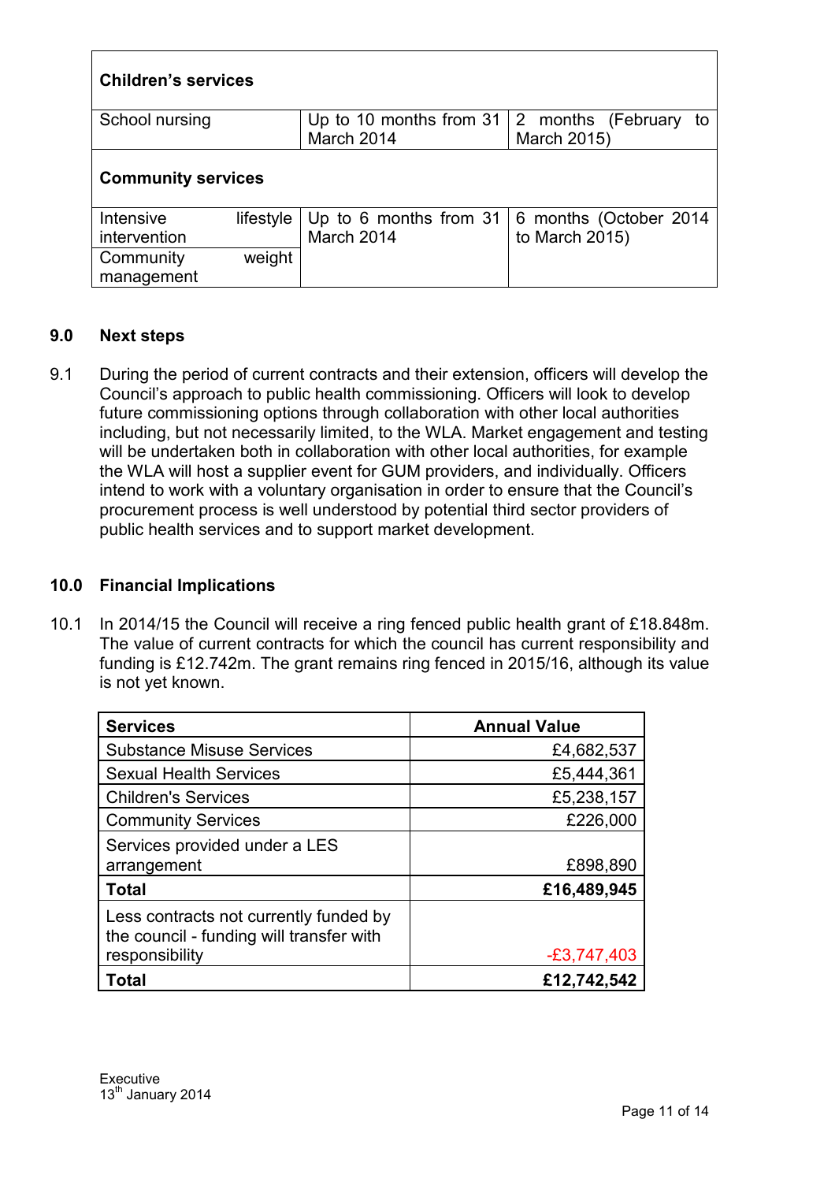| Children's services | | |
|---|---|---|
| School nursing | Up to 10 months from 31 March 2014 | 2 months (February to March 2015) |
| **Community services** | | |
| Intensive lifestyle intervention | Up to 6 months from 31 March 2014 | 6 months (October 2014 to March 2015) |
| Community weight management | | |

## 9.0 Next steps

9.1 During the period of current contracts and their extension, officers will develop the Council's approach to public health commissioning. Officers will look to develop future commissioning options through collaboration with other local authorities including, but not necessarily limited, to the WLA. Market engagement and testing will be undertaken both in collaboration with other local authorities, for example the WLA will host a supplier event for GUM providers, and individually. Officers intend to work with a voluntary organisation in order to ensure that the Council's procurement process is well understood by potential third sector providers of public health services and to support market development.

## 10.0 Financial Implications

10.1 In 2014/15 the Council will receive a ring fenced public health grant of £18.848m. The value of current contracts for which the council has current responsibility and funding is £12.742m. The grant remains ring fenced in 2015/16, although its value is not yet known.

| Services | Annual Value |
|---|---:|
| Substance Misuse Services | £4,682,537 |
| Sexual Health Services | £5,444,361 |
| Children's Services | £5,238,157 |
| Community Services | £226,000 |
| Services provided under a LES arrangement | £898,890 |
| **Total** | **£16,489,945** |
| Less contracts not currently funded by the council - funding will transfer with responsibility | -£3,747,403 |
| **Total** | **£12,742,542** |

Executive
13th January 2014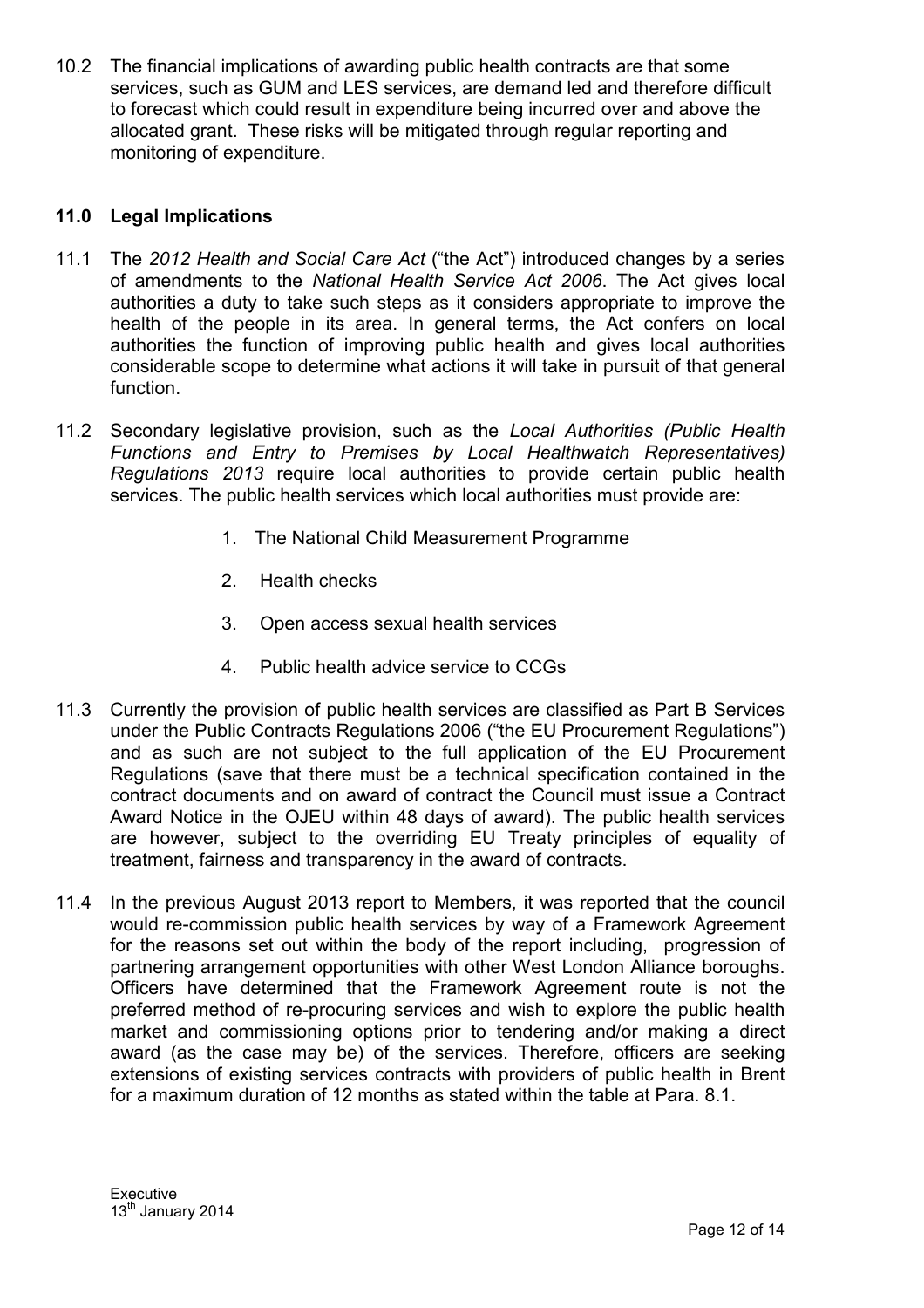10.2 The financial implications of awarding public health contracts are that some services, such as GUM and LES services, are demand led and therefore difficult to forecast which could result in expenditure being incurred over and above the allocated grant. These risks will be mitigated through regular reporting and monitoring of expenditure.

## 11.0 Legal Implications

11.1 The *2012 Health and Social Care Act* ("the Act") introduced changes by a series of amendments to the *National Health Service Act 2006*. The Act gives local authorities a duty to take such steps as it considers appropriate to improve the health of the people in its area. In general terms, the Act confers on local authorities the function of improving public health and gives local authorities considerable scope to determine what actions it will take in pursuit of that general function.

11.2 Secondary legislative provision, such as the *Local Authorities (Public Health Functions and Entry to Premises by Local Healthwatch Representatives) Regulations 2013* require local authorities to provide certain public health services. The public health services which local authorities must provide are:

1. The National Child Measurement Programme
2. Health checks
3. Open access sexual health services
4. Public health advice service to CCGs

11.3 Currently the provision of public health services are classified as Part B Services under the Public Contracts Regulations 2006 ("the EU Procurement Regulations") and as such are not subject to the full application of the EU Procurement Regulations (save that there must be a technical specification contained in the contract documents and on award of contract the Council must issue a Contract Award Notice in the OJEU within 48 days of award). The public health services are however, subject to the overriding EU Treaty principles of equality of treatment, fairness and transparency in the award of contracts.

11.4 In the previous August 2013 report to Members, it was reported that the council would re-commission public health services by way of a Framework Agreement for the reasons set out within the body of the report including, progression of partnering arrangement opportunities with other West London Alliance boroughs. Officers have determined that the Framework Agreement route is not the preferred method of re-procuring services and wish to explore the public health market and commissioning options prior to tendering and/or making a direct award (as the case may be) of the services. Therefore, officers are seeking extensions of existing services contracts with providers of public health in Brent for a maximum duration of 12 months as stated within the table at Para. 8.1.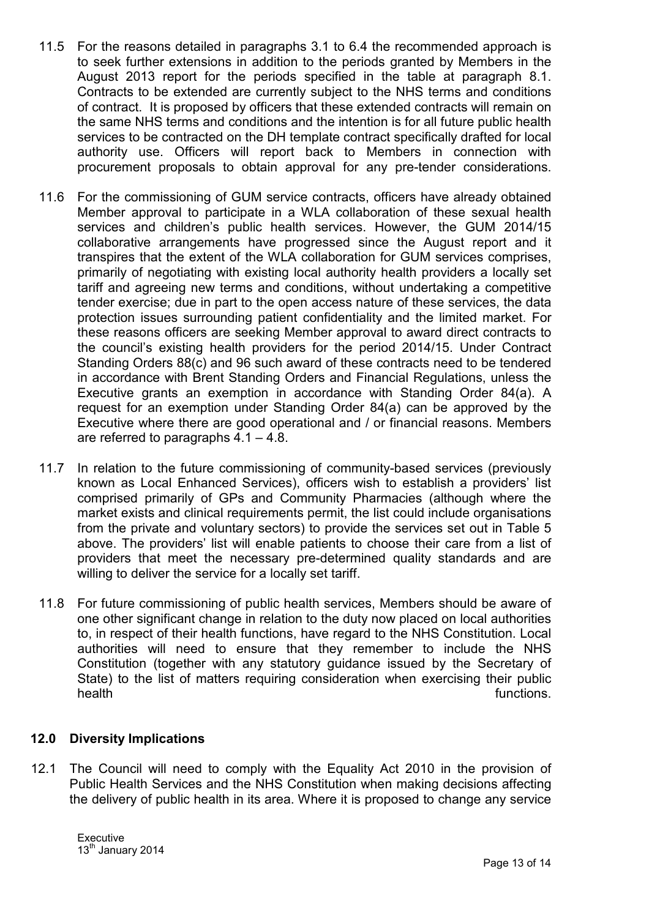11.5 For the reasons detailed in paragraphs 3.1 to 6.4 the recommended approach is to seek further extensions in addition to the periods granted by Members in the August 2013 report for the periods specified in the table at paragraph 8.1. Contracts to be extended are currently subject to the NHS terms and conditions of contract. It is proposed by officers that these extended contracts will remain on the same NHS terms and conditions and the intention is for all future public health services to be contracted on the DH template contract specifically drafted for local authority use. Officers will report back to Members in connection with procurement proposals to obtain approval for any pre-tender considerations.

11.6 For the commissioning of GUM service contracts, officers have already obtained Member approval to participate in a WLA collaboration of these sexual health services and children's public health services. However, the GUM 2014/15 collaborative arrangements have progressed since the August report and it transpires that the extent of the WLA collaboration for GUM services comprises, primarily of negotiating with existing local authority health providers a locally set tariff and agreeing new terms and conditions, without undertaking a competitive tender exercise; due in part to the open access nature of these services, the data protection issues surrounding patient confidentiality and the limited market. For these reasons officers are seeking Member approval to award direct contracts to the council's existing health providers for the period 2014/15. Under Contract Standing Orders 88(c) and 96 such award of these contracts need to be tendered in accordance with Brent Standing Orders and Financial Regulations, unless the Executive grants an exemption in accordance with Standing Order 84(a). A request for an exemption under Standing Order 84(a) can be approved by the Executive where there are good operational and / or financial reasons. Members are referred to paragraphs 4.1 – 4.8.

11.7 In relation to the future commissioning of community-based services (previously known as Local Enhanced Services), officers wish to establish a providers' list comprised primarily of GPs and Community Pharmacies (although where the market exists and clinical requirements permit, the list could include organisations from the private and voluntary sectors) to provide the services set out in Table 5 above. The providers' list will enable patients to choose their care from a list of providers that meet the necessary pre-determined quality standards and are willing to deliver the service for a locally set tariff.

11.8 For future commissioning of public health services, Members should be aware of one other significant change in relation to the duty now placed on local authorities to, in respect of their health functions, have regard to the NHS Constitution. Local authorities will need to ensure that they remember to include the NHS Constitution (together with any statutory guidance issued by the Secretary of State) to the list of matters requiring consideration when exercising their public health functions.

## 12.0 Diversity Implications

12.1 The Council will need to comply with the Equality Act 2010 in the provision of Public Health Services and the NHS Constitution when making decisions affecting the delivery of public health in its area. Where it is proposed to change any service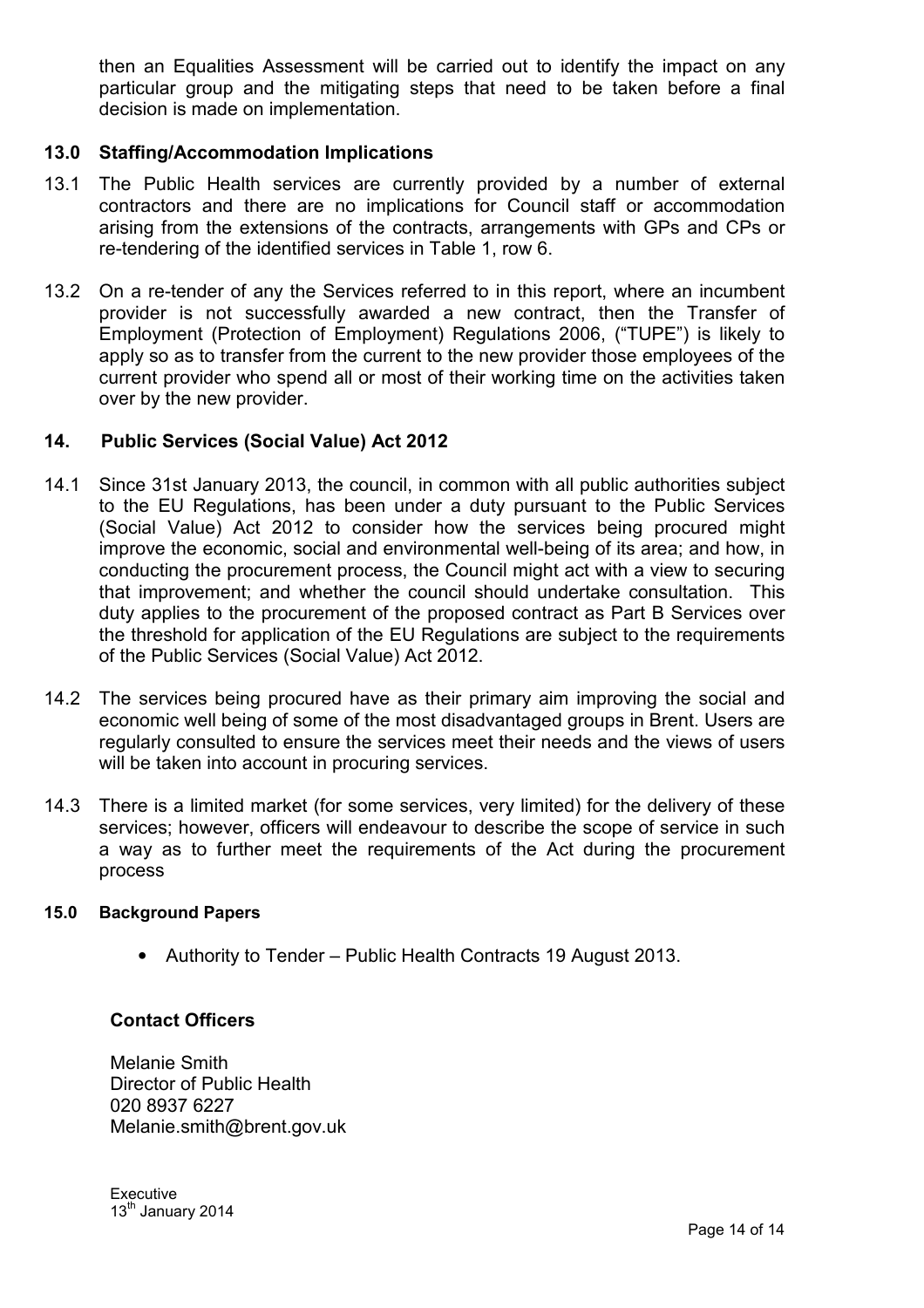then an Equalities Assessment will be carried out to identify the impact on any particular group and the mitigating steps that need to be taken before a final decision is made on implementation.

## 13.0 Staffing/Accommodation Implications

13.1 The Public Health services are currently provided by a number of external contractors and there are no implications for Council staff or accommodation arising from the extensions of the contracts, arrangements with GPs and CPs or re-tendering of the identified services in Table 1, row 6.

13.2 On a re-tender of any the Services referred to in this report, where an incumbent provider is not successfully awarded a new contract, then the Transfer of Employment (Protection of Employment) Regulations 2006, ("TUPE") is likely to apply so as to transfer from the current to the new provider those employees of the current provider who spend all or most of their working time on the activities taken over by the new provider.

## 14. Public Services (Social Value) Act 2012

14.1 Since 31st January 2013, the council, in common with all public authorities subject to the EU Regulations, has been under a duty pursuant to the Public Services (Social Value) Act 2012 to consider how the services being procured might improve the economic, social and environmental well-being of its area; and how, in conducting the procurement process, the Council might act with a view to securing that improvement; and whether the council should undertake consultation. This duty applies to the procurement of the proposed contract as Part B Services over the threshold for application of the EU Regulations are subject to the requirements of the Public Services (Social Value) Act 2012.

14.2 The services being procured have as their primary aim improving the social and economic well being of some of the most disadvantaged groups in Brent. Users are regularly consulted to ensure the services meet their needs and the views of users will be taken into account in procuring services.

14.3 There is a limited market (for some services, very limited) for the delivery of these services; however, officers will endeavour to describe the scope of service in such a way as to further meet the requirements of the Act during the procurement process

## 15.0 Background Papers

- Authority to Tender – Public Health Contracts 19 August 2013.

**Contact Officers**

Melanie Smith
Director of Public Health
020 8937 6227
Melanie.smith@brent.gov.uk

Executive
13th January 2014